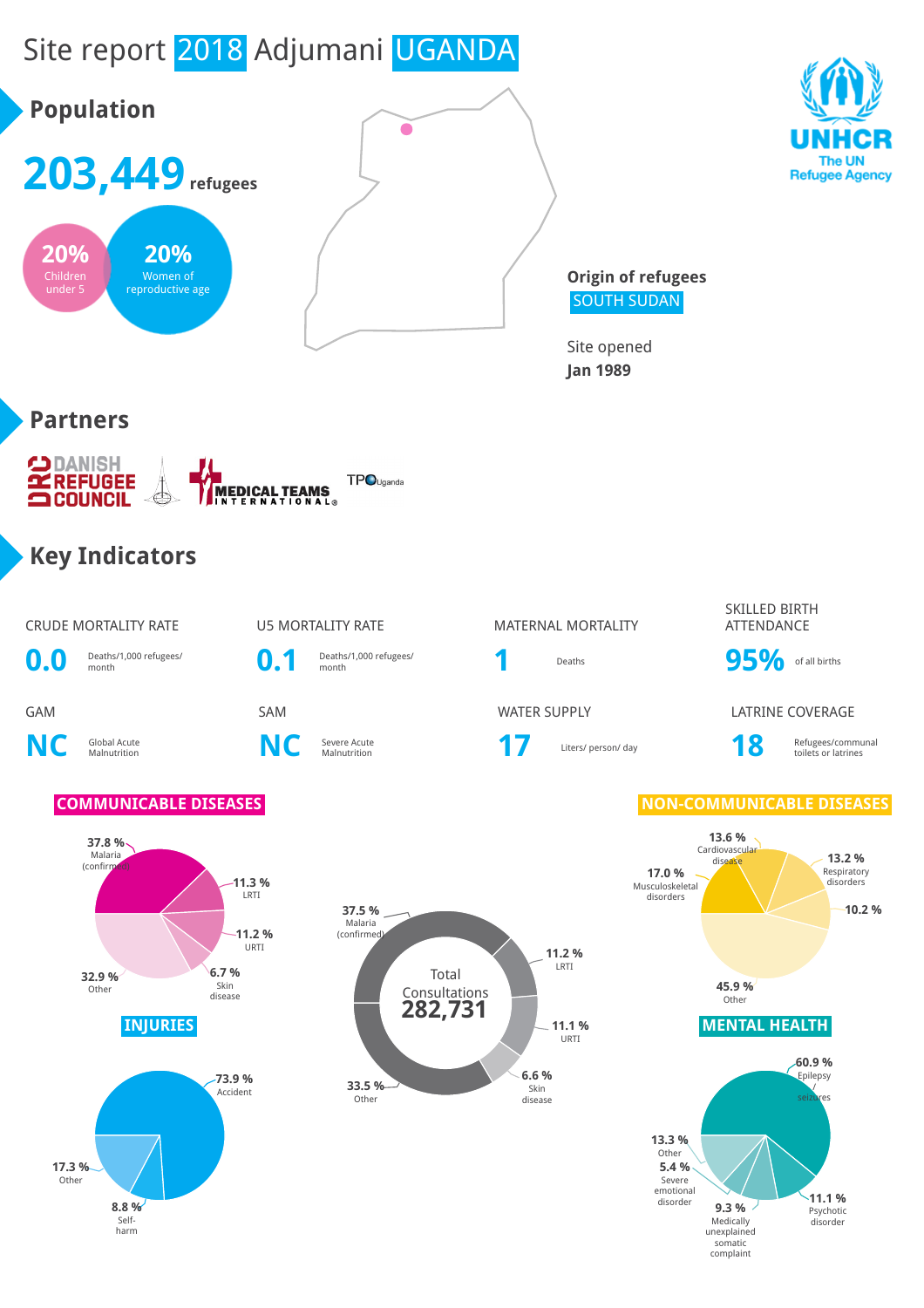# Site report 2018 Adjumani UGANDA

UNHCR
The UN Refugee Agency

## Population

**203,449** refugees

- 20% Children under 5
- 20% Women of reproductive age

**Origin of refugees**
SOUTH SUDAN

Site opened
**Jan 1989**

## Partners

- Danish Refugee Council
- Medical Teams International
- TPO Uganda

## Key Indicators

| Indicator | Value | Unit |
| --- | --- | --- |
| CRUDE MORTALITY RATE | 0.0 | Deaths/1,000 refugees/ month |
| U5 MORTALITY RATE | 0.1 | Deaths/1,000 refugees/ month |
| MATERNAL MORTALITY | 1 | Deaths |
| SKILLED BIRTH ATTENDANCE | 95% | of all births |
| GAM | NC | Global Acute Malnutrition |
| SAM | NC | Severe Acute Malnutrition |
| WATER SUPPLY | 17 | Liters/ person/ day |
| LATRINE COVERAGE | 18 | Refugees/communal toilets or latrines |

### COMMUNICABLE DISEASES

- 37.8 % Malaria (confirmed)
- 11.3 % LRTI
- 11.2 % URTI
- 6.7 % Skin disease
- 32.9 % Other

### Total Consultations 282,731

- 37.5 % Malaria (confirmed)
- 11.2 % LRTI
- 11.1 % URTI
- 6.6 % Skin disease
- 33.5 % Other

### NON-COMMUNICABLE DISEASES

- 13.6 % Cardiovascular disease
- 13.2 % Respiratory disorders
- 10.2 %
- 17.0 % Musculoskeletal disorders
- 45.9 % Other

### INJURIES

- 73.9 % Accident
- 17.3 % Other
- 8.8 % Self-harm

### MENTAL HEALTH

- 60.9 % Epilepsy seizures
- 11.1 % Psychotic disorder
- 9.3 % Medically unexplained somatic complaint
- 5.4 % Severe emotional disorder
- 13.3 % Other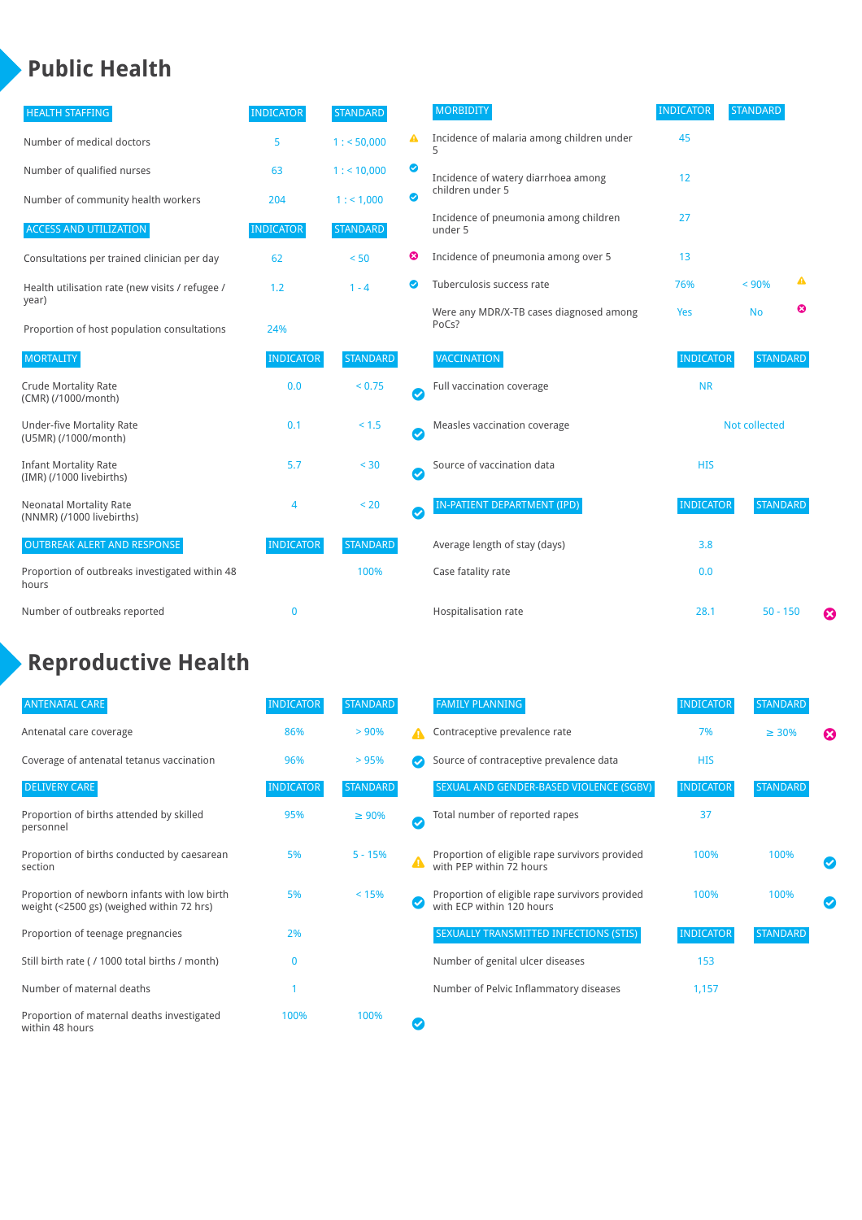# Public Health

| HEALTH STAFFING | INDICATOR | STANDARD | |
|---|---|---|---|
| Number of medical doctors | 5 | 1 : < 50,000 | ⚠ |
| Number of qualified nurses | 63 | 1 : < 10,000 | ✔ |
| Number of community health workers | 204 | 1 : < 1,000 | ✔ |

| ACCESS AND UTILIZATION | INDICATOR | STANDARD | |
|---|---|---|---|
| Consultations per trained clinician per day | 62 | < 50 | ✖ |
| Health utilisation rate (new visits / refugee / year) | 1.2 | 1 - 4 | ✔ |
| Proportion of host population consultations | 24% | | |

| MORTALITY | INDICATOR | STANDARD | |
|---|---|---|---|
| Crude Mortality Rate (CMR) (/1000/month) | 0.0 | < 0.75 | ✔ |
| Under-five Mortality Rate (U5MR) (/1000/month) | 0.1 | < 1.5 | ✔ |
| Infant Mortality Rate (IMR) (/1000 livebirths) | 5.7 | < 30 | ✔ |
| Neonatal Mortality Rate (NNMR) (/1000 livebirths) | 4 | < 20 | ✔ |

| OUTBREAK ALERT AND RESPONSE | INDICATOR | STANDARD |
|---|---|---|
| Proportion of outbreaks investigated within 48 hours | | 100% |
| Number of outbreaks reported | 0 | |

| MORBIDITY | INDICATOR | STANDARD | |
|---|---|---|---|
| Incidence of malaria among children under 5 | 45 | | |
| Incidence of watery diarrhoea among children under 5 | 12 | | |
| Incidence of pneumonia among children under 5 | 27 | | |
| Incidence of pneumonia among over 5 | 13 | | |
| Tuberculosis success rate | 76% | < 90% | ⚠ |
| Were any MDR/X-TB cases diagnosed among PoCs? | Yes | No | ✖ |

| VACCINATION | INDICATOR | STANDARD |
|---|---|---|
| Full vaccination coverage | NR | |
| Measles vaccination coverage | Not collected | |
| Source of vaccination data | HIS | |

| IN-PATIENT DEPARTMENT (IPD) | INDICATOR | STANDARD | |
|---|---|---|---|
| Average length of stay (days) | 3.8 | | |
| Case fatality rate | 0.0 | | |
| Hospitalisation rate | 28.1 | 50 - 150 | ✖ |

# Reproductive Health

| ANTENATAL CARE | INDICATOR | STANDARD | |
|---|---|---|---|
| Antenatal care coverage | 86% | > 90% | ⚠ |
| Coverage of antenatal tetanus vaccination | 96% | > 95% | ✔ |

| DELIVERY CARE | INDICATOR | STANDARD | |
|---|---|---|---|
| Proportion of births attended by skilled personnel | 95% | ≥ 90% | ✔ |
| Proportion of births conducted by caesarean section | 5% | 5 - 15% | ⚠ |
| Proportion of newborn infants with low birth weight (<2500 gs) (weighed within 72 hrs) | 5% | < 15% | ✔ |
| Proportion of teenage pregnancies | 2% | | |
| Still birth rate ( / 1000 total births / month) | 0 | | |
| Number of maternal deaths | 1 | | |
| Proportion of maternal deaths investigated within 48 hours | 100% | 100% | ✔ |

| FAMILY PLANNING | INDICATOR | STANDARD | |
|---|---|---|---|
| Contraceptive prevalence rate | 7% | ≥ 30% | ✖ |
| Source of contraceptive prevalence data | HIS | | |

| SEXUAL AND GENDER-BASED VIOLENCE (SGBV) | INDICATOR | STANDARD | |
|---|---|---|---|
| Total number of reported rapes | 37 | | |
| Proportion of eligible rape survivors provided with PEP within 72 hours | 100% | 100% | ✔ |
| Proportion of eligible rape survivors provided with ECP within 120 hours | 100% | 100% | ✔ |

| SEXUALLY TRANSMITTED INFECTIONS (STIS) | INDICATOR | STANDARD |
|---|---|---|
| Number of genital ulcer diseases | 153 | |
| Number of Pelvic Inflammatory diseases | 1,157 | |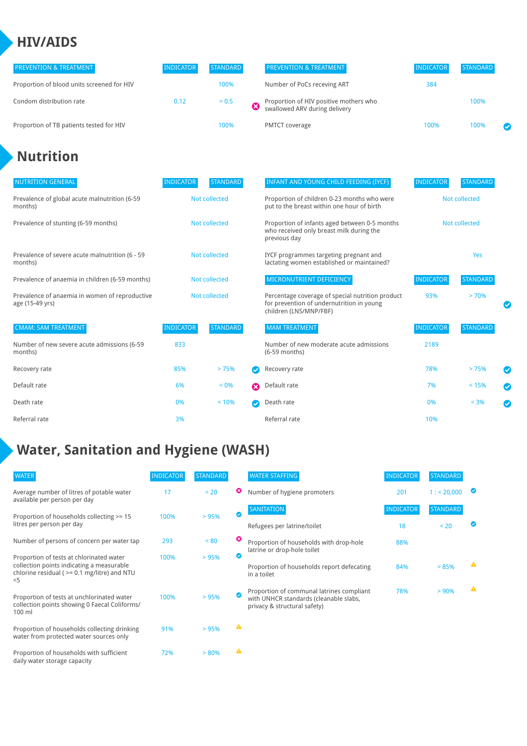# HIV/AIDS

| PREVENTION & TREATMENT | INDICATOR | STANDARD | |
|---|---|---|---|
| Proportion of blood units screened for HIV | | 100% | |
| Condom distribution rate | 0.12 | > 0.5 | ✗ |
| Proportion of TB patients tested for HIV | | 100% | |

| PREVENTION & TREATMENT | INDICATOR | STANDARD | |
|---|---|---|---|
| Number of PoCs receving ART | 384 | | |
| Proportion of HIV positive mothers who swallowed ARV during delivery | | 100% | |
| PMTCT coverage | 100% | 100% | ✓ |

# Nutrition

| NUTRITION GENERAL | INDICATOR | STANDARD |
|---|---|---|
| Prevalence of global acute malnutrition (6-59 months) | Not collected | |
| Prevalence of stunting (6-59 months) | Not collected | |
| Prevalence of severe acute malnutrition (6 - 59 months) | Not collected | |
| Prevalence of anaemia in children (6-59 months) | Not collected | |
| Prevalence of anaemia in women of reproductive age (15-49 yrs) | Not collected | |

| INFANT AND YOUNG CHILD FEEDING (IYCF) | INDICATOR | STANDARD | |
|---|---|---|---|
| Proportion of children 0-23 months who were put to the breast within one hour of birth | Not collected | | |
| Proportion of infants aged between 0-5 months who received only breast milk during the previous day | Not collected | | |
| IYCF programmes targeting pregnant and lactating women established or maintained? | | Yes | |

| MICRONUTRIENT DEFICIENCY | INDICATOR | STANDARD | |
|---|---|---|---|
| Percentage coverage of special nutrition product for prevention of undernutrition in young children (LNS/MNP/FBF) | 93% | > 70% | ✓ |

| CMAM: SAM TREATMENT | INDICATOR | STANDARD | |
|---|---|---|---|
| Number of new severe acute admissions (6-59 months) | 833 | | |
| Recovery rate | 85% | > 75% | ✓ |
| Default rate | 6% | < 0% | ✗ |
| Death rate | 0% | < 10% | ✓ |
| Referral rate | 3% | | |

| MAM TREATMENT | INDICATOR | STANDARD | |
|---|---|---|---|
| Number of new moderate acute admissions (6-59 months) | 2189 | | |
| Recovery rate | 78% | > 75% | ✓ |
| Default rate | 7% | < 15% | ✓ |
| Death rate | 0% | < 3% | ✓ |
| Referral rate | 10% | | |

# Water, Sanitation and Hygiene (WASH)

| WATER | INDICATOR | STANDARD | |
|---|---|---|---|
| Average number of litres of potable water available per person per day | 17 | < 20 | ✗ |
| Proportion of households collecting >= 15 litres per person per day | 100% | > 95% | ✓ |
| Number of persons of concern per water tap | 293 | < 80 | ✗ |
| Proportion of tests at chlorinated water collection points indicating a measurable chlorine residual ( >= 0.1 mg/litre) and NTU <5 | 100% | > 95% | ✓ |
| Proportion of tests at unchlorinated water collection points showing 0 Faecal Coliforms/ 100 ml | 100% | > 95% | ✓ |
| Proportion of households collecting drinking water from protected water sources only | 91% | > 95% | ⚠ |
| Proportion of households with sufficient daily water storage capacity | 72% | > 80% | ⚠ |

| WATER STAFFING | INDICATOR | STANDARD | |
|---|---|---|---|
| Number of hygiene promoters | 201 | 1 : < 20,000 | ✓ |

| SANITATION | INDICATOR | STANDARD | |
|---|---|---|---|
| Refugees per latrine/toilet | 18 | < 20 | ✓ |
| Proportion of households with drop-hole latrine or drop-hole toilet | 88% | | |
| Proportion of households report defecating in a toilet | 84% | > 85% | ⚠ |
| Proportion of communal latrines compliant with UNHCR standards (cleanable slabs, privacy & structural safety) | 78% | > 90% | ⚠ |